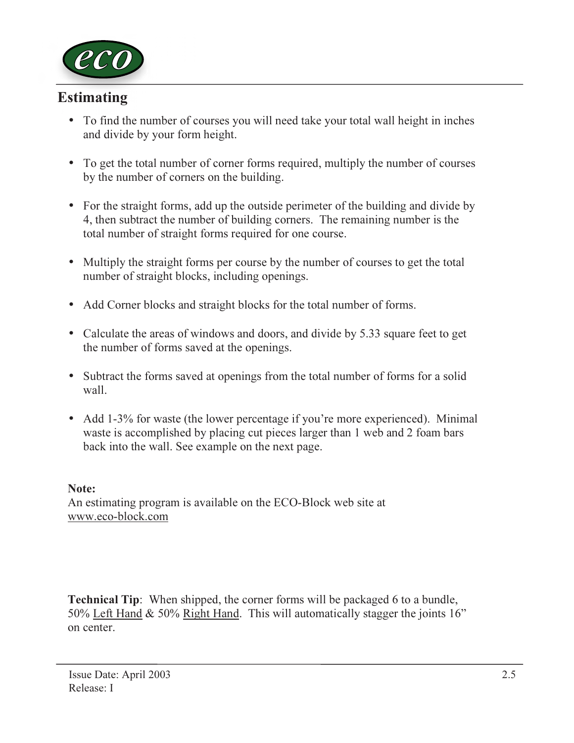## Estimating

- To find the number of courses you will need take your total wall height in inches and divide by your form height.
- To get the total number of corner forms required, multiply the number of courses by the number of corners on the building.
- For the straight forms, add up the outside perimeter of the building and divide by 4, then subtract the number of building corners. The remaining number is the total number of straight forms required for one course.
- Multiply the straight forms per course by the number of courses to get the total number of straight blocks, including openings.
- Add Corner blocks and straight blocks for the total number of forms.
- Calculate the areas of windows and doors, and divide by 5.33 square feet to get the number of forms saved at the openings.
- Subtract the forms saved at openings from the total number of forms for a solid wall.
- Add 1-3% for waste (the lower percentage if you're more experienced). Minimal waste is accomplished by placing cut pieces larger than 1 web and 2 foam bars back into the wall. See example on the next page.

**Note:**
An estimating program is available on the ECO-Block web site at www.eco-block.com

**Technical Tip**: When shipped, the corner forms will be packaged 6 to a bundle, 50% Left Hand & 50% Right Hand. This will automatically stagger the joints 16" on center.

Issue Date: April 2003
Release: I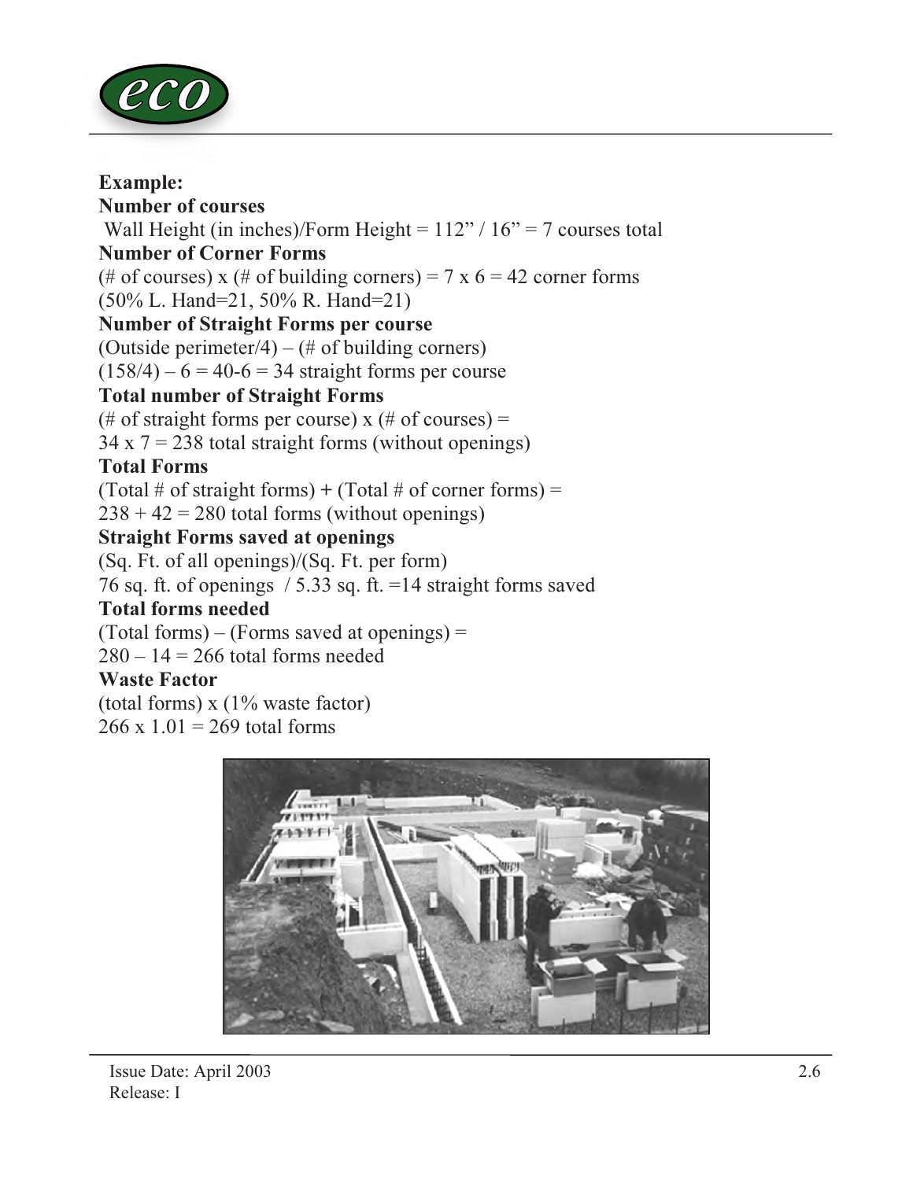**Example:**

**Number of courses**

Wall Height (in inches)/Form Height = 112" / 16" = 7 courses total

**Number of Corner Forms**

(# of courses) x (# of building corners) = 7 x 6 = 42 corner forms
(50% L. Hand=21, 50% R. Hand=21)

**Number of Straight Forms per course**

(Outside perimeter/4) – (# of building corners)
(158/4) – 6 = 40-6 = 34 straight forms per course

**Total number of Straight Forms**

(# of straight forms per course) x (# of courses) =
34 x 7 = 238 total straight forms (without openings)

**Total Forms**

(Total # of straight forms) **+** (Total # of corner forms) =
238 + 42 = 280 total forms (without openings)

**Straight Forms saved at openings**

(Sq. Ft. of all openings)/(Sq. Ft. per form)
76 sq. ft. of openings / 5.33 sq. ft. =14 straight forms saved

**Total forms needed**

(Total forms) – (Forms saved at openings) =
280 – 14 = 266 total forms needed

**Waste Factor**

(total forms) x (1% waste factor)
266 x 1.01 = 269 total forms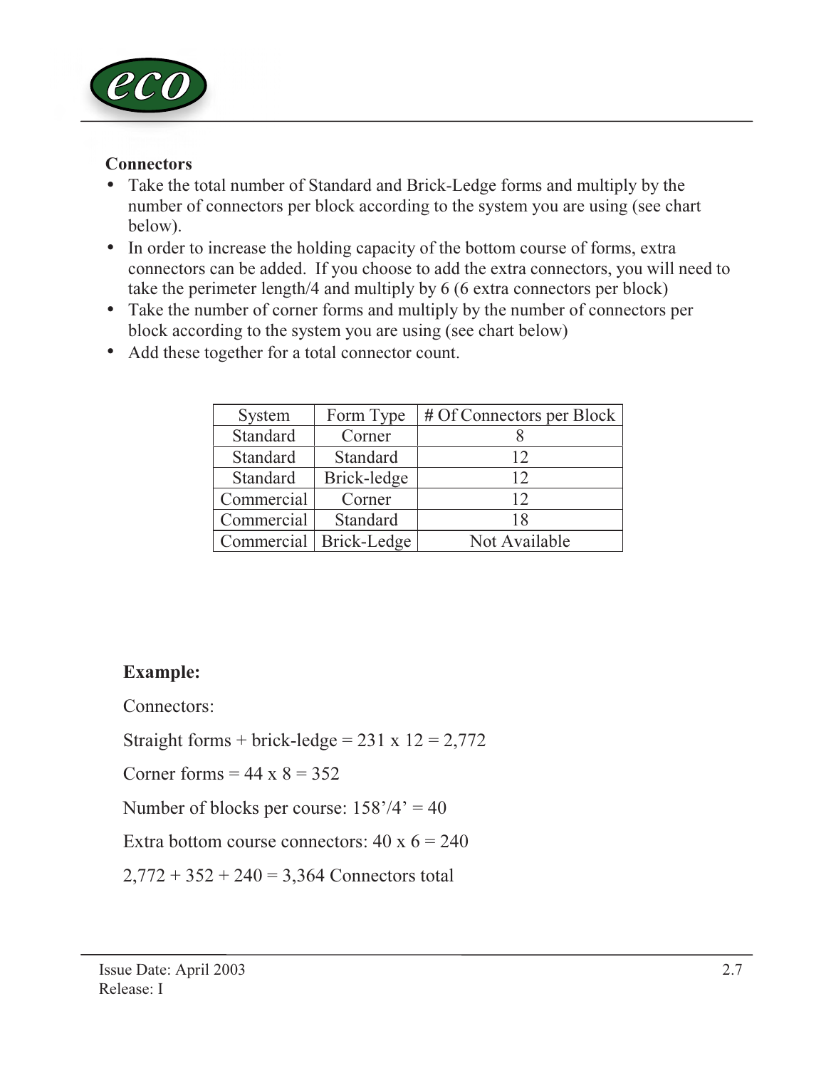**Connectors**

- Take the total number of Standard and Brick-Ledge forms and multiply by the number of connectors per block according to the system you are using (see chart below).
- In order to increase the holding capacity of the bottom course of forms, extra connectors can be added. If you choose to add the extra connectors, you will need to take the perimeter length/4 and multiply by 6 (6 extra connectors per block)
- Take the number of corner forms and multiply by the number of connectors per block according to the system you are using (see chart below)
- Add these together for a total connector count.

| System | Form Type | # Of Connectors per Block |
|---|---|---|
| Standard | Corner | 8 |
| Standard | Standard | 12 |
| Standard | Brick-ledge | 12 |
| Commercial | Corner | 12 |
| Commercial | Standard | 18 |
| Commercial | Brick-Ledge | Not Available |

**Example:**

Connectors:

Straight forms + brick-ledge = 231 x 12 = 2,772

Corner forms = 44 x 8 = 352

Number of blocks per course: 158'/4' = 40

Extra bottom course connectors: 40 x 6 = 240

2,772 + 352 + 240 = 3,364 Connectors total

Issue Date: April 2003
Release: I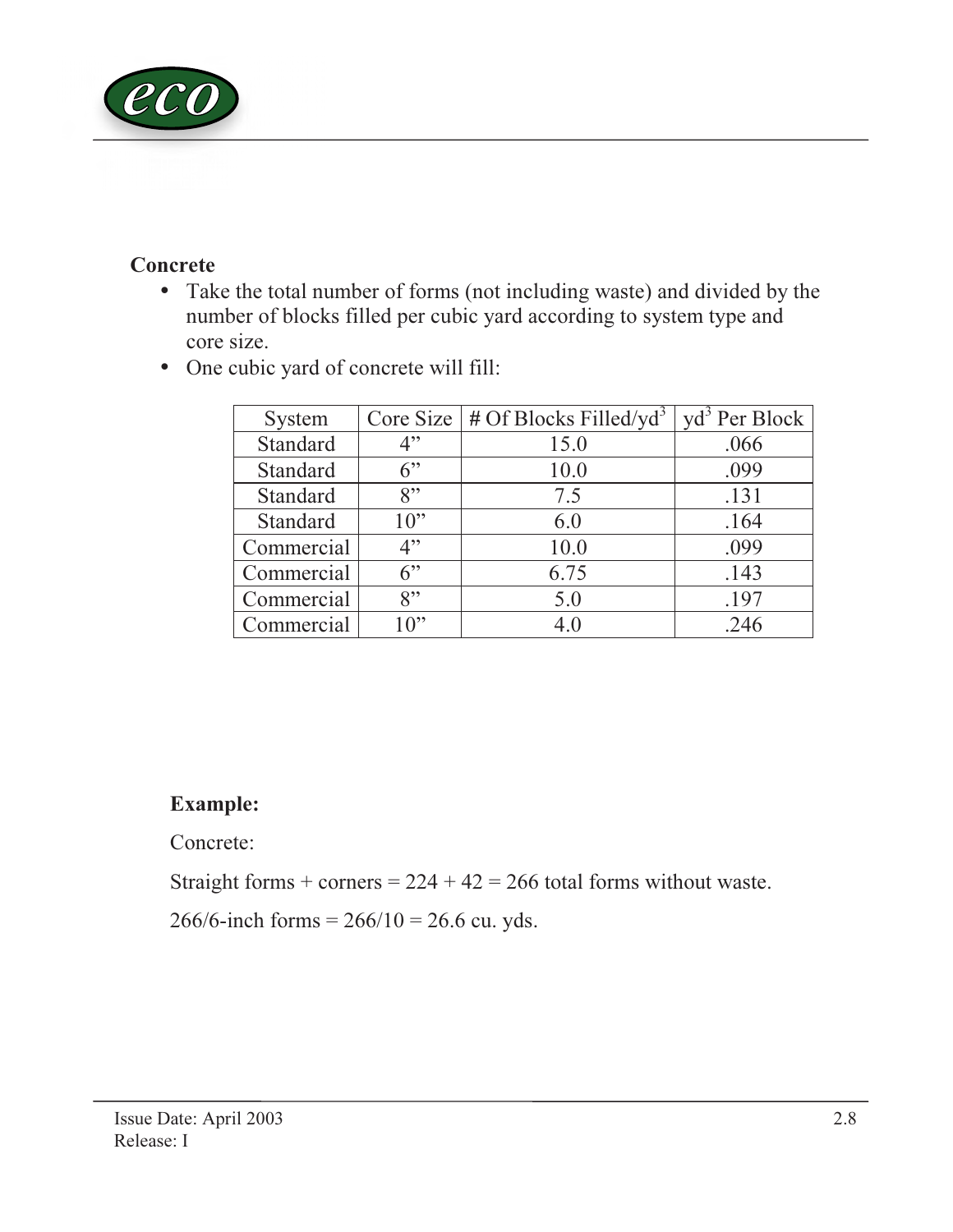## Concrete

- Take the total number of forms (not including waste) and divided by the number of blocks filled per cubic yard according to system type and core size.
- One cubic yard of concrete will fill:

| System | Core Size | # Of Blocks Filled/$yd^3$ | $yd^3$ Per Block |
|---|---|---|---|
| Standard | 4" | 15.0 | .066 |
| Standard | 6" | 10.0 | .099 |
| Standard | 8" | 7.5 | .131 |
| Standard | 10" | 6.0 | .164 |
| Commercial | 4" | 10.0 | .099 |
| Commercial | 6" | 6.75 | .143 |
| Commercial | 8" | 5.0 | .197 |
| Commercial | 10" | 4.0 | .246 |

**Example:**

Concrete:

Straight forms + corners = 224 + 42 = 266 total forms without waste.

266/6-inch forms = 266/10 = 26.6 cu. yds.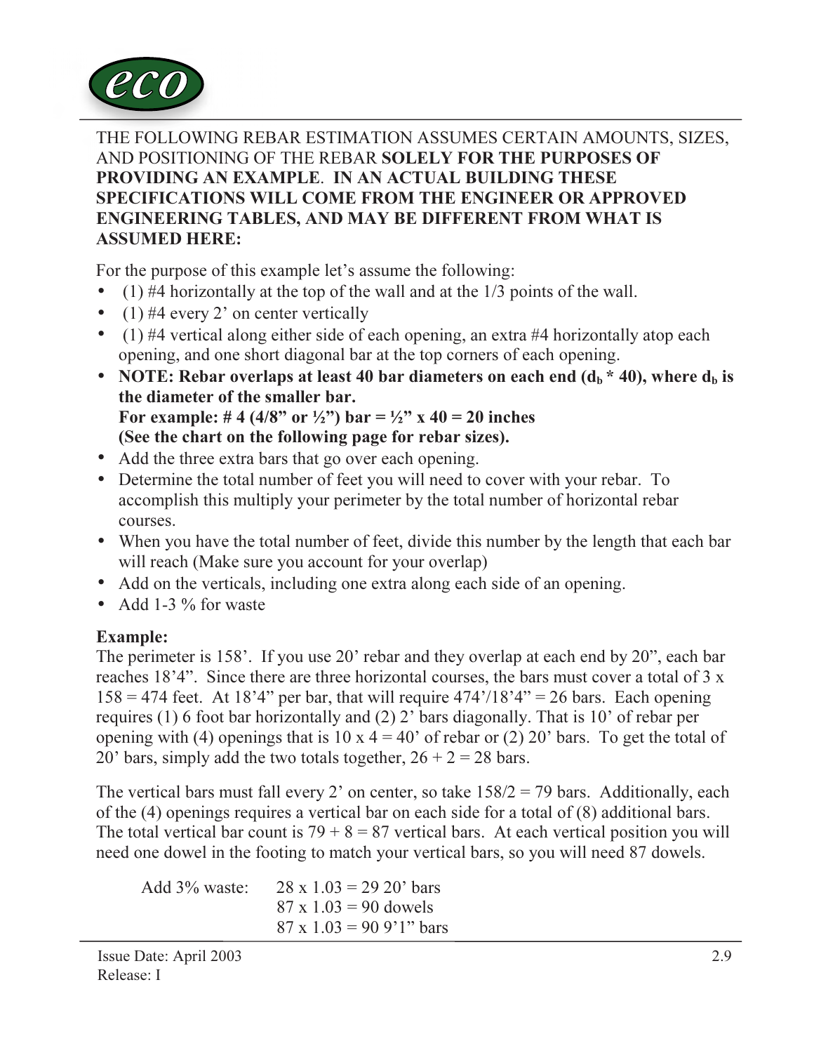THE FOLLOWING REBAR ESTIMATION ASSUMES CERTAIN AMOUNTS, SIZES, AND POSITIONING OF THE REBAR **SOLELY FOR THE PURPOSES OF PROVIDING AN EXAMPLE**. **IN AN ACTUAL BUILDING THESE SPECIFICATIONS WILL COME FROM THE ENGINEER OR APPROVED ENGINEERING TABLES, AND MAY BE DIFFERENT FROM WHAT IS ASSUMED HERE:**

For the purpose of this example let's assume the following:

- (1) #4 horizontally at the top of the wall and at the 1/3 points of the wall.
- (1) #4 every 2' on center vertically
- (1) #4 vertical along either side of each opening, an extra #4 horizontally atop each opening, and one short diagonal bar at the top corners of each opening.
- **NOTE: Rebar overlaps at least 40 bar diameters on each end ($d_b$ * 40), where $d_b$ is the diameter of the smaller bar.**
  **For example: # 4 (4/8" or ½") bar = ½" x 40 = 20 inches**
  **(See the chart on the following page for rebar sizes).**
- Add the three extra bars that go over each opening.
- Determine the total number of feet you will need to cover with your rebar. To accomplish this multiply your perimeter by the total number of horizontal rebar courses.
- When you have the total number of feet, divide this number by the length that each bar will reach (Make sure you account for your overlap)
- Add on the verticals, including one extra along each side of an opening.
- Add 1-3 % for waste

**Example:**

The perimeter is 158'. If you use 20' rebar and they overlap at each end by 20", each bar reaches 18'4". Since there are three horizontal courses, the bars must cover a total of 3 x 158 = 474 feet. At 18'4" per bar, that will require 474'/18'4" = 26 bars. Each opening requires (1) 6 foot bar horizontally and (2) 2' bars diagonally. That is 10' of rebar per opening with (4) openings that is 10 x 4 = 40' of rebar or (2) 20' bars. To get the total of 20' bars, simply add the two totals together, 26 + 2 = 28 bars.

The vertical bars must fall every 2' on center, so take 158/2 = 79 bars. Additionally, each of the (4) openings requires a vertical bar on each side for a total of (8) additional bars. The total vertical bar count is 79 + 8 = 87 vertical bars. At each vertical position you will need one dowel in the footing to match your vertical bars, so you will need 87 dowels.

Add 3% waste:
28 x 1.03 = 29 20' bars
87 x 1.03 = 90 dowels
87 x 1.03 = 90 9'1" bars

Issue Date: April 2003
Release: I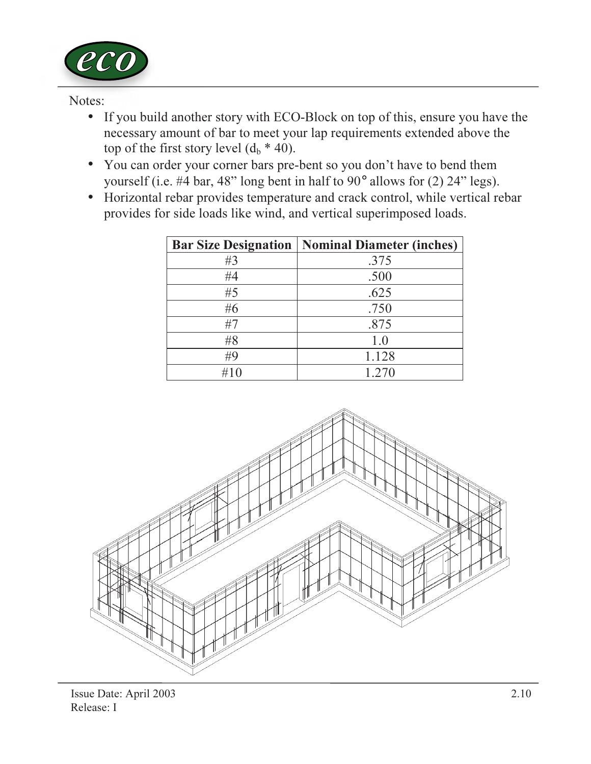Notes:

- If you build another story with ECO-Block on top of this, ensure you have the necessary amount of bar to meet your lap requirements extended above the top of the first story level ($d_b$ * 40).
- You can order your corner bars pre-bent so you don't have to bend them yourself (i.e. #4 bar, 48" long bent in half to 90° allows for (2) 24" legs).
- Horizontal rebar provides temperature and crack control, while vertical rebar provides for side loads like wind, and vertical superimposed loads.

| Bar Size Designation | Nominal Diameter (inches) |
|---|---|
| #3 | .375 |
| #4 | .500 |
| #5 | .625 |
| #6 | .750 |
| #7 | .875 |
| #8 | 1.0 |
| #9 | 1.128 |
| #10 | 1.270 |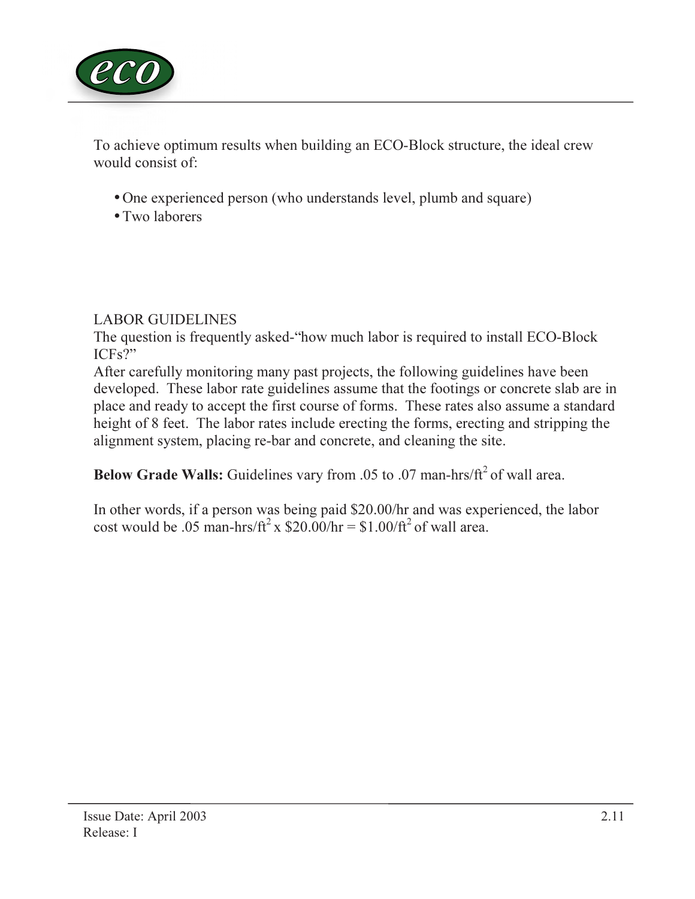To achieve optimum results when building an ECO-Block structure, the ideal crew would consist of:

- One experienced person (who understands level, plumb and square)
- Two laborers

LABOR GUIDELINES

The question is frequently asked-"how much labor is required to install ECO-Block ICFs?"

After carefully monitoring many past projects, the following guidelines have been developed. These labor rate guidelines assume that the footings or concrete slab are in place and ready to accept the first course of forms. These rates also assume a standard height of 8 feet. The labor rates include erecting the forms, erecting and stripping the alignment system, placing re-bar and concrete, and cleaning the site.

**Below Grade Walls:** Guidelines vary from .05 to .07 man-hrs/$ft^2$ of wall area.

In other words, if a person was being paid \$20.00/hr and was experienced, the labor cost would be .05 man-hrs/$ft^2$ x \$20.00/hr = \$1.00/$ft^2$ of wall area.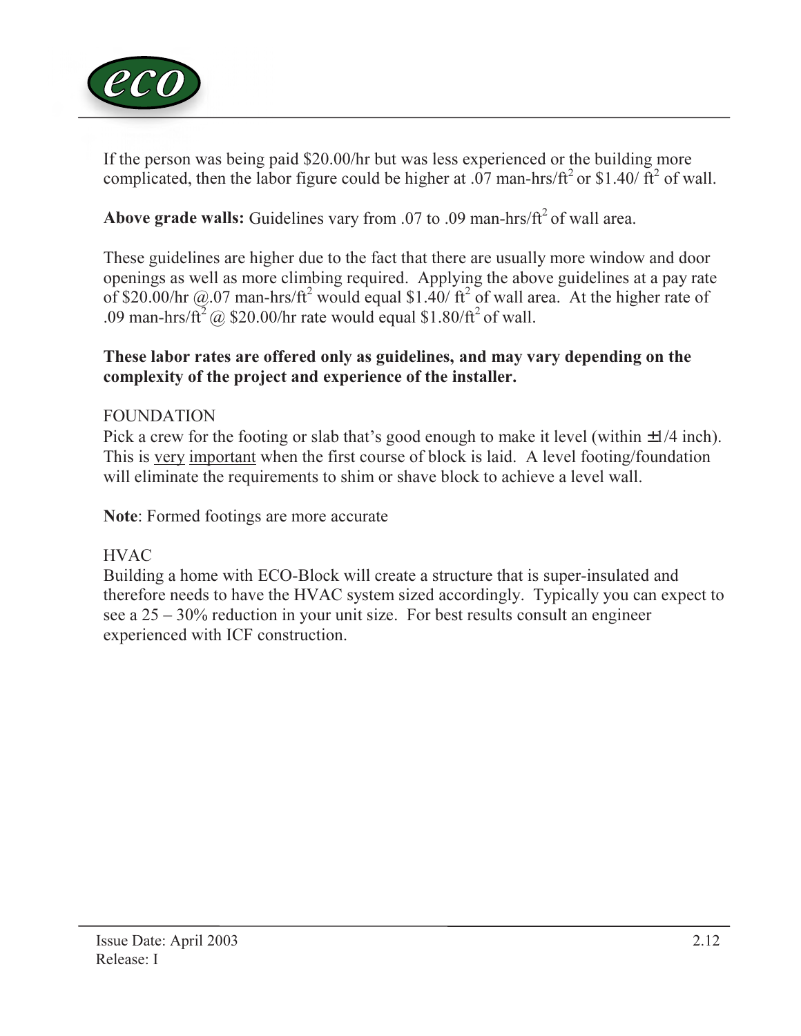If the person was being paid \$20.00/hr but was less experienced or the building more complicated, then the labor figure could be higher at .07 man-hrs/$ft^2$ or \$1.40/ $ft^2$ of wall.

**Above grade walls:** Guidelines vary from .07 to .09 man-hrs/$ft^2$ of wall area.

These guidelines are higher due to the fact that there are usually more window and door openings as well as more climbing required. Applying the above guidelines at a pay rate of \$20.00/hr @.07 man-hrs/$ft^2$ would equal \$1.40/ $ft^2$ of wall area. At the higher rate of .09 man-hrs/$ft^2$ @ \$20.00/hr rate would equal \$1.80/$ft^2$ of wall.

**These labor rates are offered only as guidelines, and may vary depending on the complexity of the project and experience of the installer.**

FOUNDATION

Pick a crew for the footing or slab that's good enough to make it level (within ±1/4 inch). This is <u>very</u> <u>important</u> when the first course of block is laid. A level footing/foundation will eliminate the requirements to shim or shave block to achieve a level wall.

**Note**: Formed footings are more accurate

HVAC

Building a home with ECO-Block will create a structure that is super-insulated and therefore needs to have the HVAC system sized accordingly. Typically you can expect to see a 25 – 30% reduction in your unit size. For best results consult an engineer experienced with ICF construction.